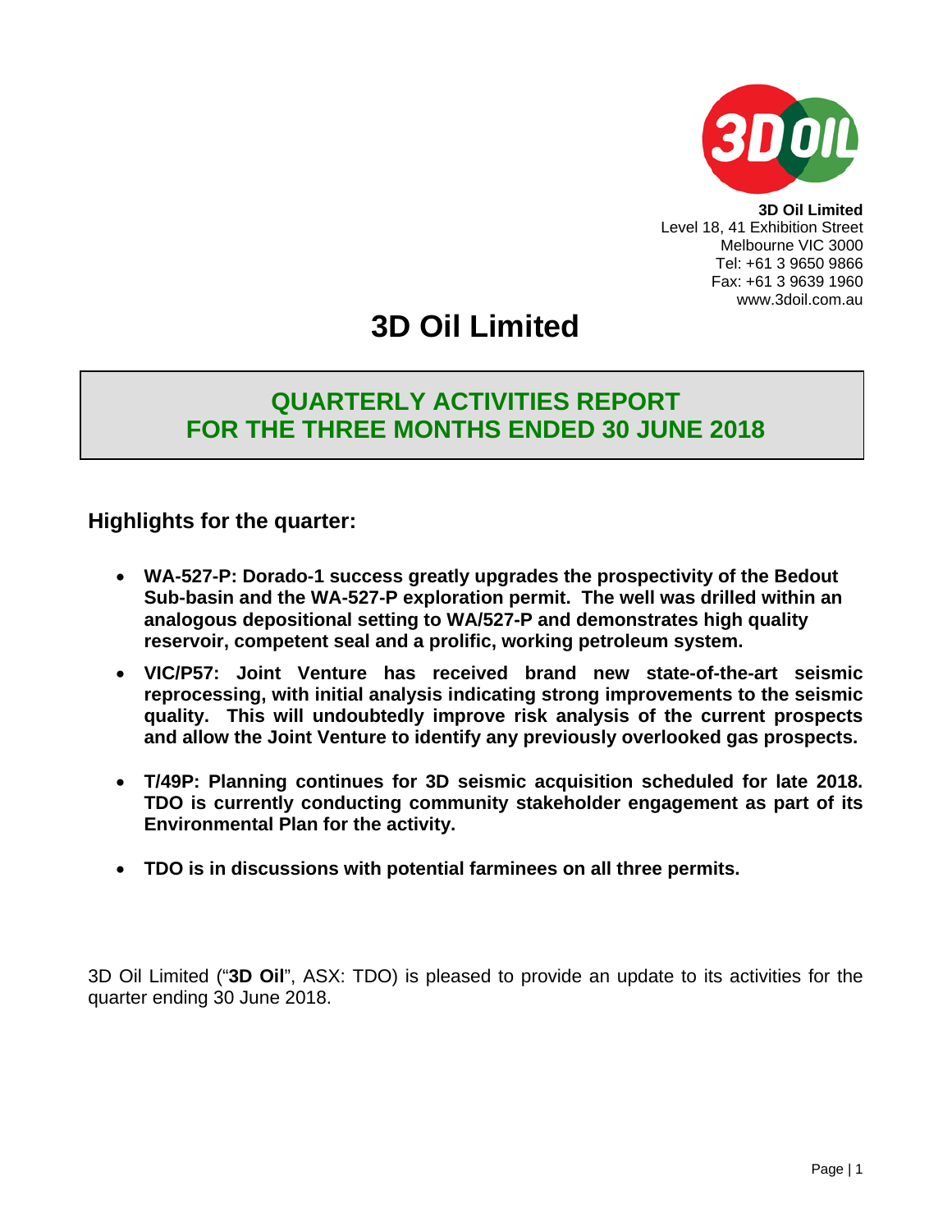**3D Oil Limited**
Level 18, 41 Exhibition Street
Melbourne VIC 3000
Tel: +61 3 9650 9866
Fax: +61 3 9639 1960
www.3doil.com.au

# 3D Oil Limited

## QUARTERLY ACTIVITIES REPORT FOR THE THREE MONTHS ENDED 30 JUNE 2018

### Highlights for the quarter:

- **WA-527-P: Dorado-1 success greatly upgrades the prospectivity of the Bedout Sub-basin and the WA-527-P exploration permit. The well was drilled within an analogous depositional setting to WA/527-P and demonstrates high quality reservoir, competent seal and a prolific, working petroleum system.**
- **VIC/P57: Joint Venture has received brand new state-of-the-art seismic reprocessing, with initial analysis indicating strong improvements to the seismic quality. This will undoubtedly improve risk analysis of the current prospects and allow the Joint Venture to identify any previously overlooked gas prospects.**
- **T/49P: Planning continues for 3D seismic acquisition scheduled for late 2018. TDO is currently conducting community stakeholder engagement as part of its Environmental Plan for the activity.**
- **TDO is in discussions with potential farminees on all three permits.**

3D Oil Limited ("**3D Oil**", ASX: TDO) is pleased to provide an update to its activities for the quarter ending 30 June 2018.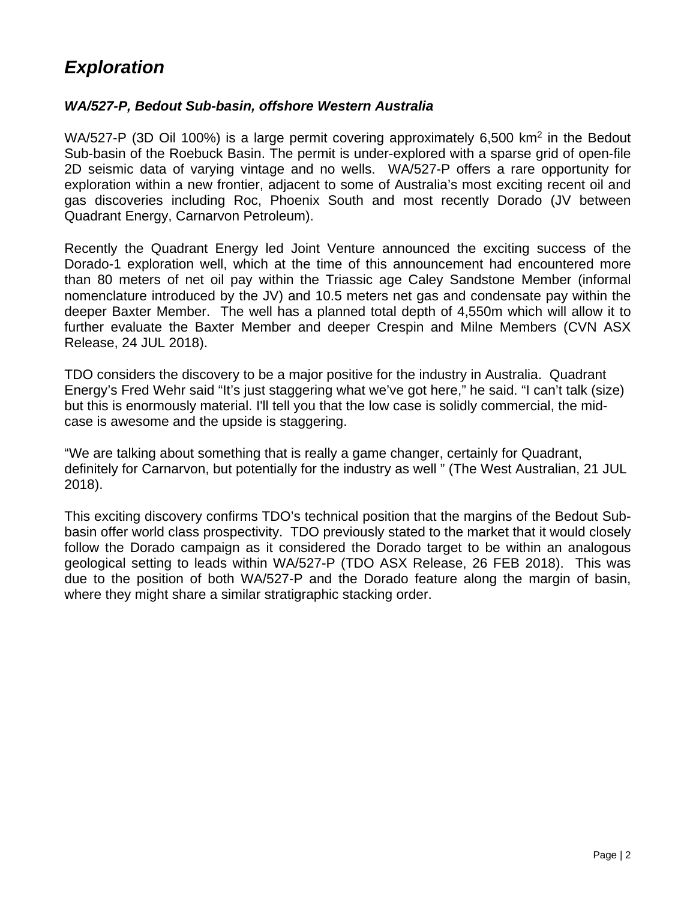# *Exploration*

### *WA/527-P, Bedout Sub-basin, offshore Western Australia*

WA/527-P (3D Oil 100%) is a large permit covering approximately 6,500 $km^2$ in the Bedout Sub-basin of the Roebuck Basin. The permit is under-explored with a sparse grid of open-file 2D seismic data of varying vintage and no wells. WA/527-P offers a rare opportunity for exploration within a new frontier, adjacent to some of Australia's most exciting recent oil and gas discoveries including Roc, Phoenix South and most recently Dorado (JV between Quadrant Energy, Carnarvon Petroleum).

Recently the Quadrant Energy led Joint Venture announced the exciting success of the Dorado-1 exploration well, which at the time of this announcement had encountered more than 80 meters of net oil pay within the Triassic age Caley Sandstone Member (informal nomenclature introduced by the JV) and 10.5 meters net gas and condensate pay within the deeper Baxter Member. The well has a planned total depth of 4,550m which will allow it to further evaluate the Baxter Member and deeper Crespin and Milne Members (CVN ASX Release, 24 JUL 2018).

TDO considers the discovery to be a major positive for the industry in Australia. Quadrant Energy's Fred Wehr said "It's just staggering what we've got here," he said. "I can't talk (size) but this is enormously material. I'll tell you that the low case is solidly commercial, the mid-case is awesome and the upside is staggering.

"We are talking about something that is really a game changer, certainly for Quadrant, definitely for Carnarvon, but potentially for the industry as well " (The West Australian, 21 JUL 2018).

This exciting discovery confirms TDO's technical position that the margins of the Bedout Sub-basin offer world class prospectivity. TDO previously stated to the market that it would closely follow the Dorado campaign as it considered the Dorado target to be within an analogous geological setting to leads within WA/527-P (TDO ASX Release, 26 FEB 2018). This was due to the position of both WA/527-P and the Dorado feature along the margin of basin, where they might share a similar stratigraphic stacking order.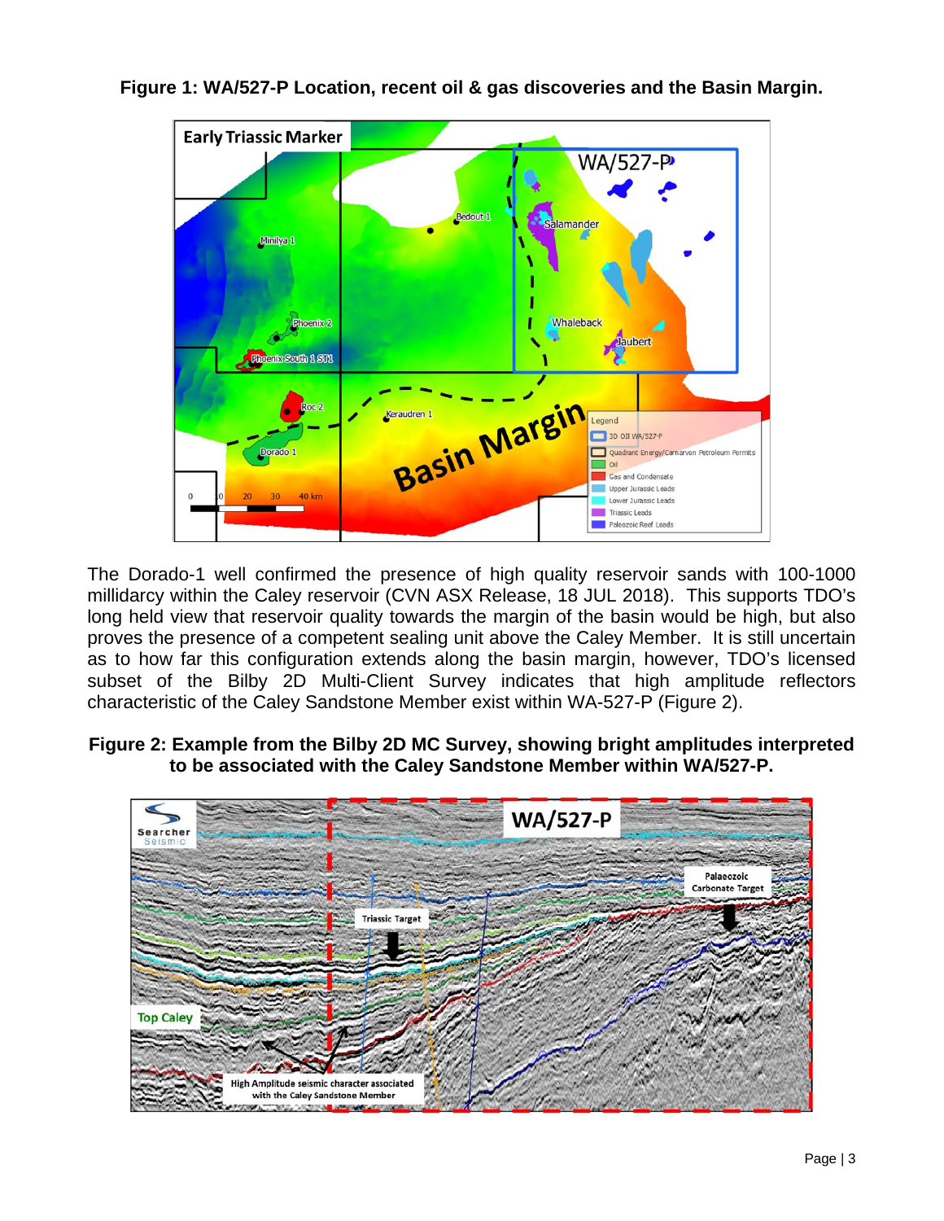**Figure 1: WA/527-P Location, recent oil & gas discoveries and the Basin Margin.**

The Dorado-1 well confirmed the presence of high quality reservoir sands with 100-1000 millidarcy within the Caley reservoir (CVN ASX Release, 18 JUL 2018). This supports TDO's long held view that reservoir quality towards the margin of the basin would be high, but also proves the presence of a competent sealing unit above the Caley Member. It is still uncertain as to how far this configuration extends along the basin margin, however, TDO's licensed subset of the Bilby 2D Multi-Client Survey indicates that high amplitude reflectors characteristic of the Caley Sandstone Member exist within WA-527-P (Figure 2).

**Figure 2: Example from the Bilby 2D MC Survey, showing bright amplitudes interpreted to be associated with the Caley Sandstone Member within WA/527-P.**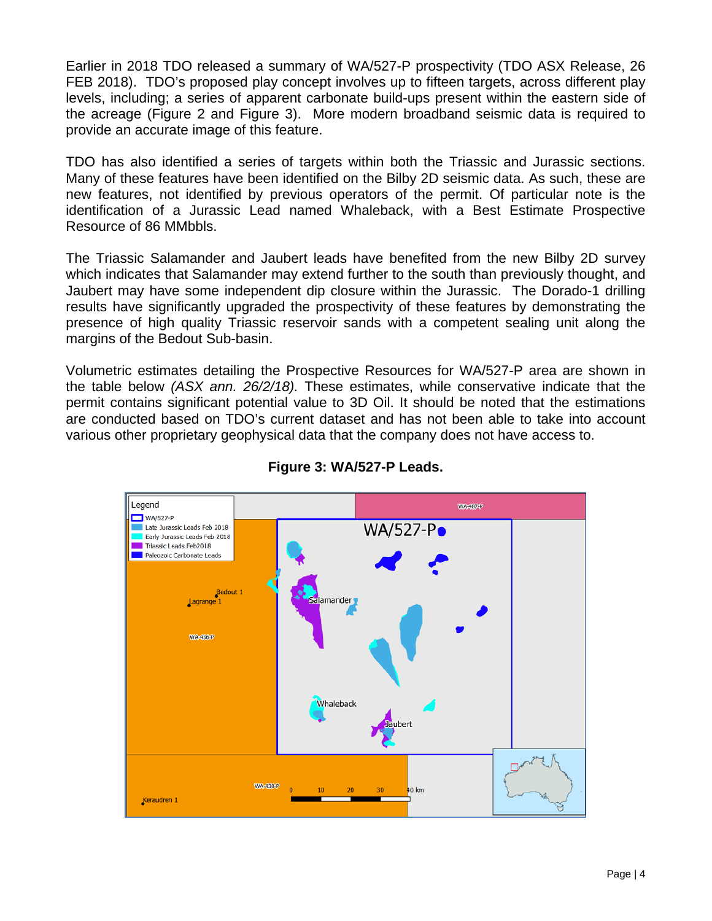Earlier in 2018 TDO released a summary of WA/527-P prospectivity (TDO ASX Release, 26 FEB 2018). TDO's proposed play concept involves up to fifteen targets, across different play levels, including; a series of apparent carbonate build-ups present within the eastern side of the acreage (Figure 2 and Figure 3). More modern broadband seismic data is required to provide an accurate image of this feature.

TDO has also identified a series of targets within both the Triassic and Jurassic sections. Many of these features have been identified on the Bilby 2D seismic data. As such, these are new features, not identified by previous operators of the permit. Of particular note is the identification of a Jurassic Lead named Whaleback, with a Best Estimate Prospective Resource of 86 MMbbls.

The Triassic Salamander and Jaubert leads have benefited from the new Bilby 2D survey which indicates that Salamander may extend further to the south than previously thought, and Jaubert may have some independent dip closure within the Jurassic. The Dorado-1 drilling results have significantly upgraded the prospectivity of these features by demonstrating the presence of high quality Triassic reservoir sands with a competent sealing unit along the margins of the Bedout Sub-basin.

Volumetric estimates detailing the Prospective Resources for WA/527-P area are shown in the table below *(ASX ann. 26/2/18).* These estimates, while conservative indicate that the permit contains significant potential value to 3D Oil. It should be noted that the estimations are conducted based on TDO's current dataset and has not been able to take into account various other proprietary geophysical data that the company does not have access to.

**Figure 3: WA/527-P Leads.**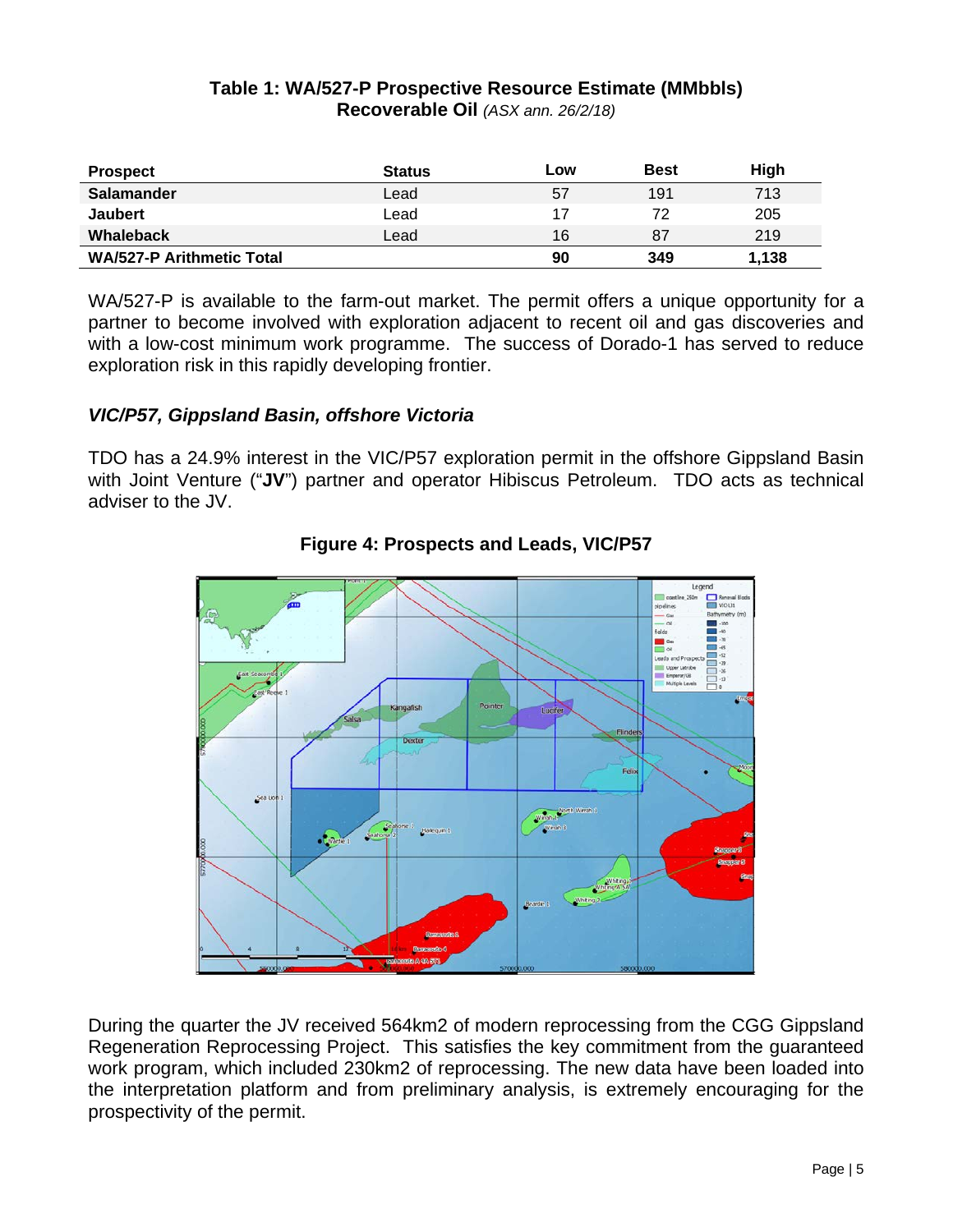**Table 1: WA/527-P Prospective Resource Estimate (MMbbls)**
**Recoverable Oil** *(ASX ann. 26/2/18)*

| Prospect | Status | Low | Best | High |
| --- | --- | --- | --- | --- |
| **Salamander** | Lead | 57 | 191 | 713 |
| **Jaubert** | Lead | 17 | 72 | 205 |
| **Whaleback** | Lead | 16 | 87 | 219 |
| **WA/527-P Arithmetic Total** | | **90** | **349** | **1,138** |

WA/527-P is available to the farm-out market. The permit offers a unique opportunity for a partner to become involved with exploration adjacent to recent oil and gas discoveries and with a low-cost minimum work programme. The success of Dorado-1 has served to reduce exploration risk in this rapidly developing frontier.

### *VIC/P57, Gippsland Basin, offshore Victoria*

TDO has a 24.9% interest in the VIC/P57 exploration permit in the offshore Gippsland Basin with Joint Venture ("**JV**") partner and operator Hibiscus Petroleum. TDO acts as technical adviser to the JV.

**Figure 4: Prospects and Leads, VIC/P57**

During the quarter the JV received 564km2 of modern reprocessing from the CGG Gippsland Regeneration Reprocessing Project. This satisfies the key commitment from the guaranteed work program, which included 230km2 of reprocessing. The new data have been loaded into the interpretation platform and from preliminary analysis, is extremely encouraging for the prospectivity of the permit.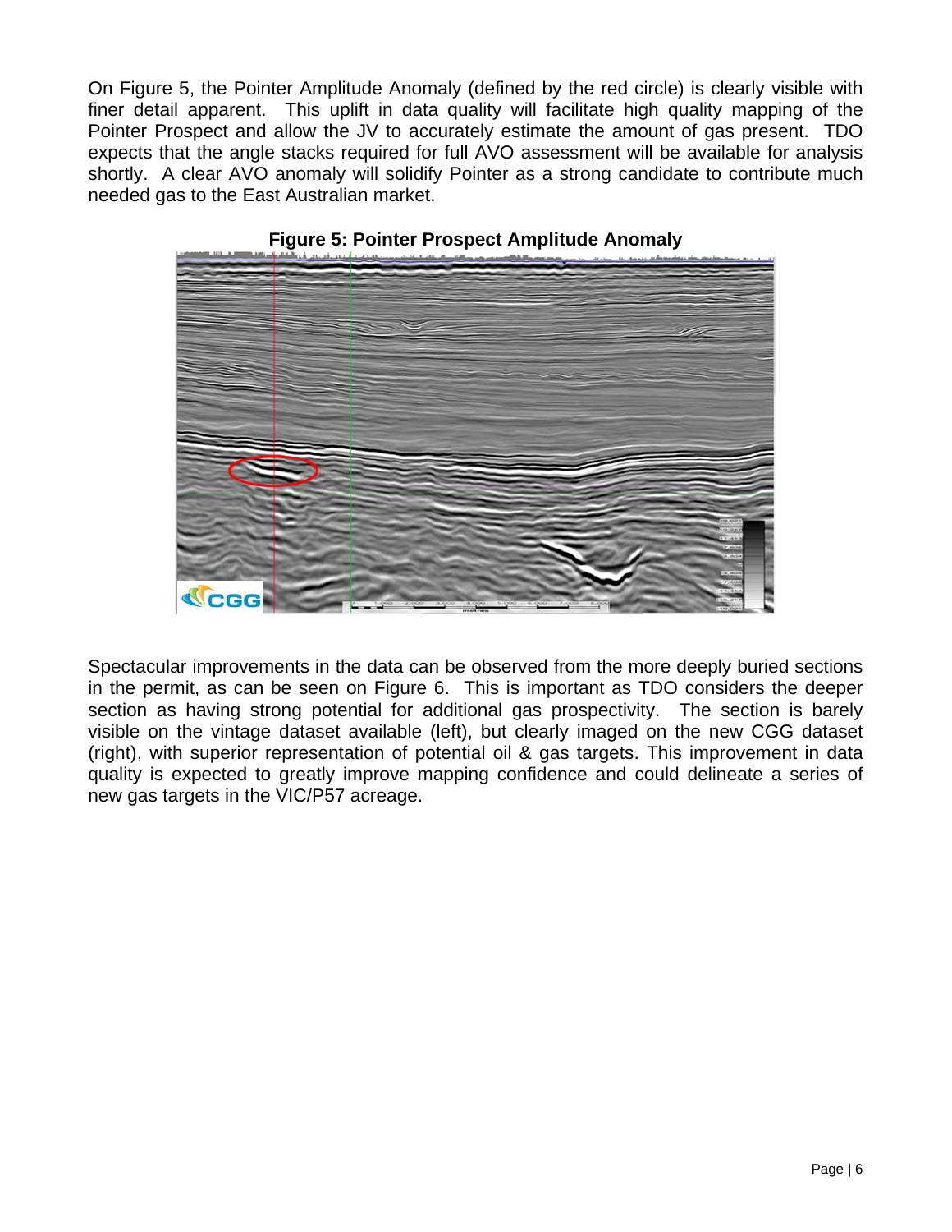On Figure 5, the Pointer Amplitude Anomaly (defined by the red circle) is clearly visible with finer detail apparent. This uplift in data quality will facilitate high quality mapping of the Pointer Prospect and allow the JV to accurately estimate the amount of gas present. TDO expects that the angle stacks required for full AVO assessment will be available for analysis shortly. A clear AVO anomaly will solidify Pointer as a strong candidate to contribute much needed gas to the East Australian market.

**Figure 5: Pointer Prospect Amplitude Anomaly**

Spectacular improvements in the data can be observed from the more deeply buried sections in the permit, as can be seen on Figure 6. This is important as TDO considers the deeper section as having strong potential for additional gas prospectivity. The section is barely visible on the vintage dataset available (left), but clearly imaged on the new CGG dataset (right), with superior representation of potential oil & gas targets. This improvement in data quality is expected to greatly improve mapping confidence and could delineate a series of new gas targets in the VIC/P57 acreage.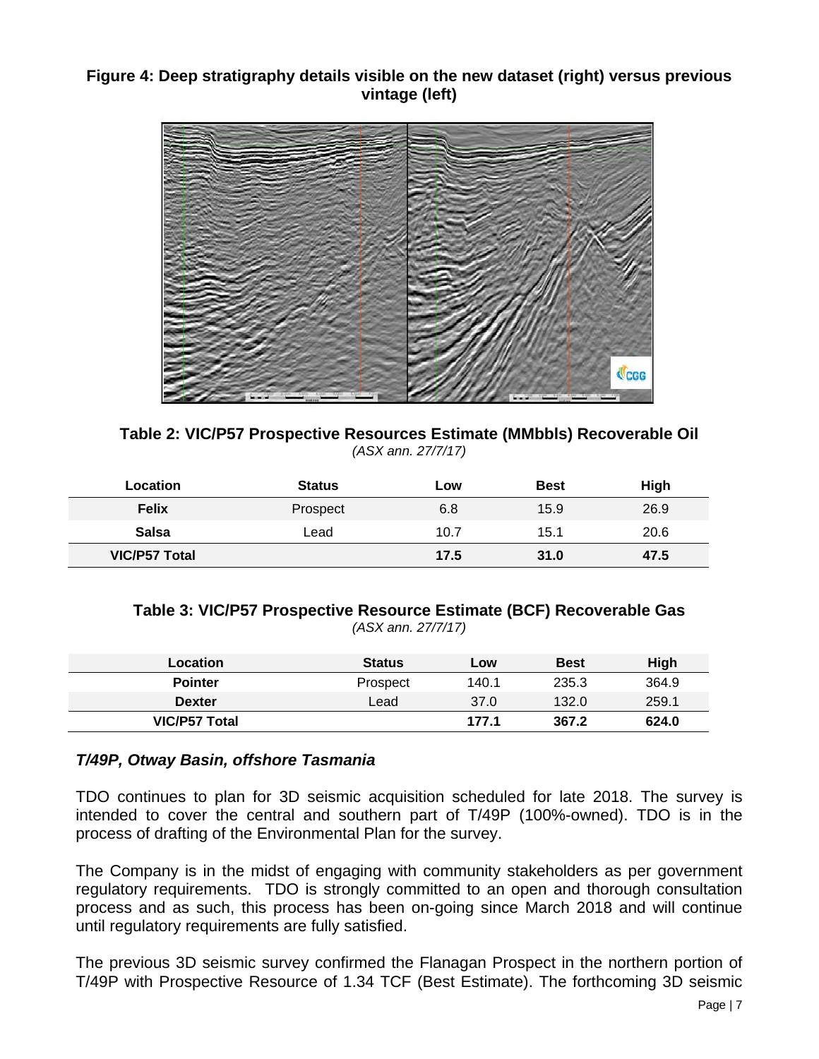**Figure 4: Deep stratigraphy details visible on the new dataset (right) versus previous vintage (left)**

**Table 2: VIC/P57 Prospective Resources Estimate (MMbbls) Recoverable Oil**
*(ASX ann. 27/7/17)*

| Location | Status | Low | Best | High |
|---|---|---|---|---|
| **Felix** | Prospect | 6.8 | 15.9 | 26.9 |
| **Salsa** | Lead | 10.7 | 15.1 | 20.6 |
| **VIC/P57 Total** | | **17.5** | **31.0** | **47.5** |

**Table 3: VIC/P57 Prospective Resource Estimate (BCF) Recoverable Gas**
*(ASX ann. 27/7/17)*

| Location | Status | Low | Best | High |
|---|---|---|---|---|
| **Pointer** | Prospect | 140.1 | 235.3 | 364.9 |
| **Dexter** | Lead | 37.0 | 132.0 | 259.1 |
| **VIC/P57 Total** | | **177.1** | **367.2** | **624.0** |

### *T/49P, Otway Basin, offshore Tasmania*

TDO continues to plan for 3D seismic acquisition scheduled for late 2018. The survey is intended to cover the central and southern part of T/49P (100%-owned). TDO is in the process of drafting of the Environmental Plan for the survey.

The Company is in the midst of engaging with community stakeholders as per government regulatory requirements. TDO is strongly committed to an open and thorough consultation process and as such, this process has been on-going since March 2018 and will continue until regulatory requirements are fully satisfied.

The previous 3D seismic survey confirmed the Flanagan Prospect in the northern portion of T/49P with Prospective Resource of 1.34 TCF (Best Estimate). The forthcoming 3D seismic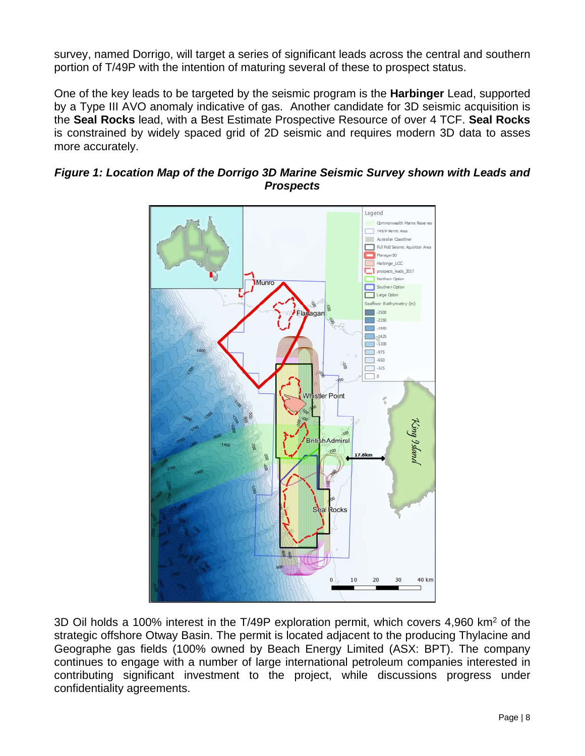survey, named Dorrigo, will target a series of significant leads across the central and southern portion of T/49P with the intention of maturing several of these to prospect status.

One of the key leads to be targeted by the seismic program is the **Harbinger** Lead, supported by a Type III AVO anomaly indicative of gas. Another candidate for 3D seismic acquisition is the **Seal Rocks** lead, with a Best Estimate Prospective Resource of over 4 TCF. **Seal Rocks** is constrained by widely spaced grid of 2D seismic and requires modern 3D data to asses more accurately.

***Figure 1: Location Map of the Dorrigo 3D Marine Seismic Survey shown with Leads and Prospects***

3D Oil holds a 100% interest in the T/49P exploration permit, which covers 4,960 km$^2$ of the strategic offshore Otway Basin. The permit is located adjacent to the producing Thylacine and Geographe gas fields (100% owned by Beach Energy Limited (ASX: BPT). The company continues to engage with a number of large international petroleum companies interested in contributing significant investment to the project, while discussions progress under confidentiality agreements.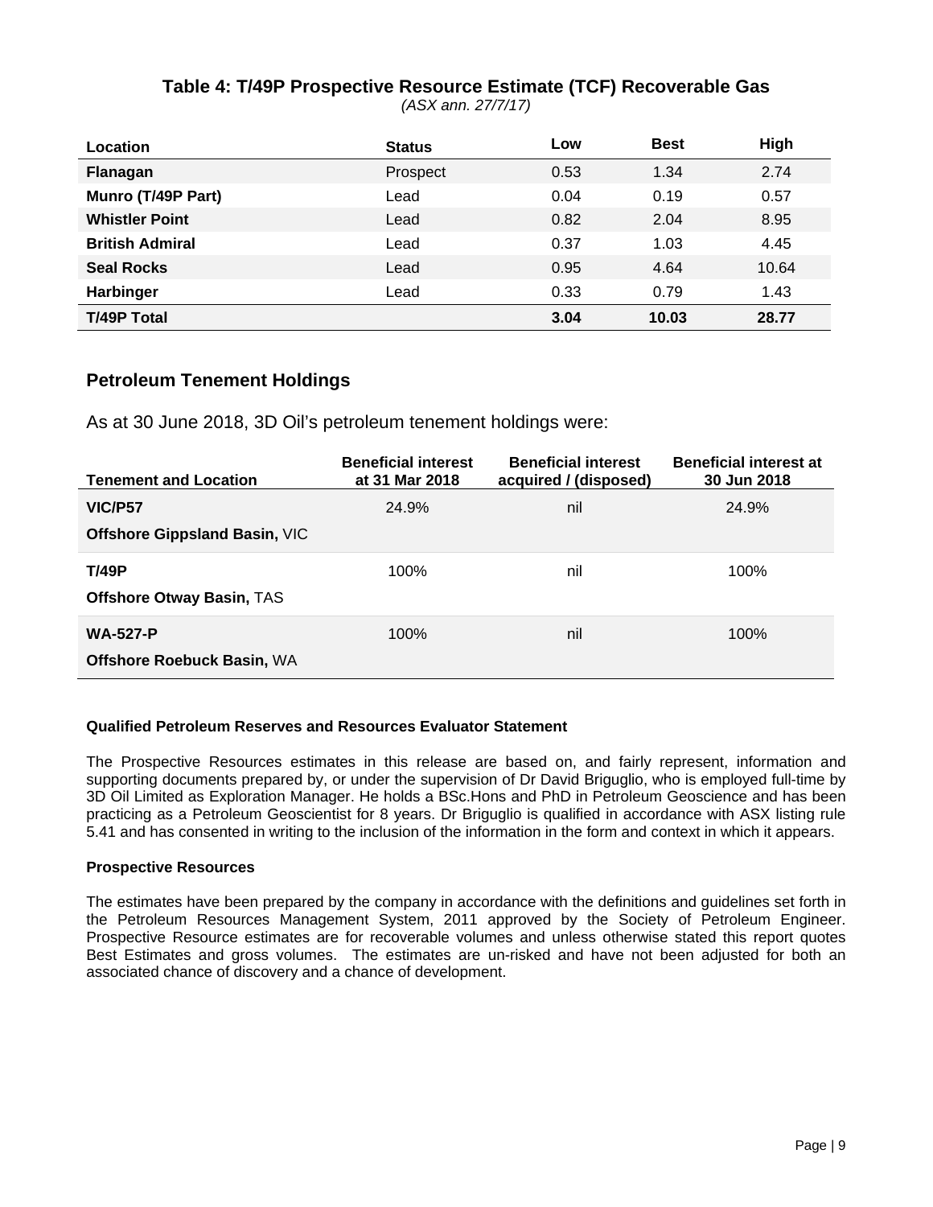### Table 4: T/49P Prospective Resource Estimate (TCF) Recoverable Gas

*(ASX ann. 27/7/17)*

| Location | Status | Low | Best | High |
|---|---|---|---|---|
| **Flanagan** | Prospect | 0.53 | 1.34 | 2.74 |
| **Munro (T/49P Part)** | Lead | 0.04 | 0.19 | 0.57 |
| **Whistler Point** | Lead | 0.82 | 2.04 | 8.95 |
| **British Admiral** | Lead | 0.37 | 1.03 | 4.45 |
| **Seal Rocks** | Lead | 0.95 | 4.64 | 10.64 |
| **Harbinger** | Lead | 0.33 | 0.79 | 1.43 |
| **T/49P Total** | | **3.04** | **10.03** | **28.77** |

## Petroleum Tenement Holdings

As at 30 June 2018, 3D Oil's petroleum tenement holdings were:

| Tenement and Location | Beneficial interest at 31 Mar 2018 | Beneficial interest acquired / (disposed) | Beneficial interest at 30 Jun 2018 |
|---|---|---|---|
| **VIC/P57**<br>**Offshore Gippsland Basin,** VIC | 24.9% | nil | 24.9% |
| **T/49P**<br>**Offshore Otway Basin,** TAS | 100% | nil | 100% |
| **WA-527-P**<br>**Offshore Roebuck Basin,** WA | 100% | nil | 100% |

**Qualified Petroleum Reserves and Resources Evaluator Statement**

The Prospective Resources estimates in this release are based on, and fairly represent, information and supporting documents prepared by, or under the supervision of Dr David Briguglio, who is employed full-time by 3D Oil Limited as Exploration Manager. He holds a BSc.Hons and PhD in Petroleum Geoscience and has been practicing as a Petroleum Geoscientist for 8 years. Dr Briguglio is qualified in accordance with ASX listing rule 5.41 and has consented in writing to the inclusion of the information in the form and context in which it appears.

**Prospective Resources**

The estimates have been prepared by the company in accordance with the definitions and guidelines set forth in the Petroleum Resources Management System, 2011 approved by the Society of Petroleum Engineer. Prospective Resource estimates are for recoverable volumes and unless otherwise stated this report quotes Best Estimates and gross volumes. The estimates are un-risked and have not been adjusted for both an associated chance of discovery and a chance of development.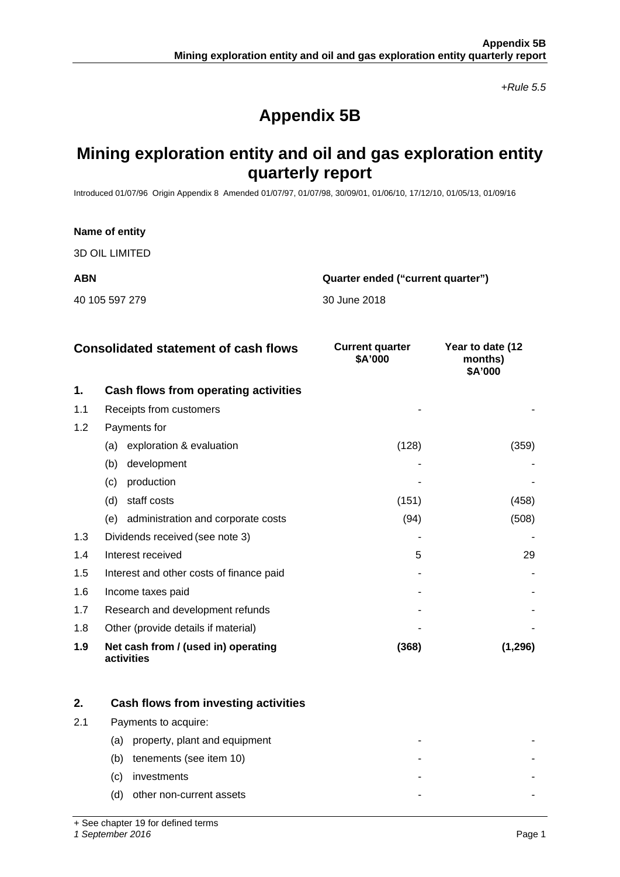*+Rule 5.5*

# Appendix 5B

## Mining exploration entity and oil and gas exploration entity quarterly report

Introduced 01/07/96 Origin Appendix 8 Amended 01/07/97, 01/07/98, 30/09/01, 01/06/10, 17/12/10, 01/05/13, 01/09/16

**Name of entity**

3D OIL LIMITED

| **ABN** | **Quarter ended ("current quarter")** |
|---|---|
| 40 105 597 279 | 30 June 2018 |

| | **Consolidated statement of cash flows** | **Current quarter $A'000** | **Year to date (12 months) $A'000** |
|---|---|---|---|
| **1.** | **Cash flows from operating activities** | | |
| 1.1 | Receipts from customers | - | - |
| 1.2 | Payments for | | |
| | (a) exploration & evaluation | (128) | (359) |
| | (b) development | - | - |
| | (c) production | - | - |
| | (d) staff costs | (151) | (458) |
| | (e) administration and corporate costs | (94) | (508) |
| 1.3 | Dividends received (see note 3) | - | - |
| 1.4 | Interest received | 5 | 29 |
| 1.5 | Interest and other costs of finance paid | - | - |
| 1.6 | Income taxes paid | - | - |
| 1.7 | Research and development refunds | - | - |
| 1.8 | Other (provide details if material) | - | - |
| **1.9** | **Net cash from / (used in) operating activities** | **(368)** | **(1,296)** |
| | | | |
| **2.** | **Cash flows from investing activities** | | |
| 2.1 | Payments to acquire: | | |
| | (a) property, plant and equipment | - | - |
| | (b) tenements (see item 10) | - | - |
| | (c) investments | - | - |
| | (d) other non-current assets | - | - |

+ See chapter 19 for defined terms

*1 September 2016*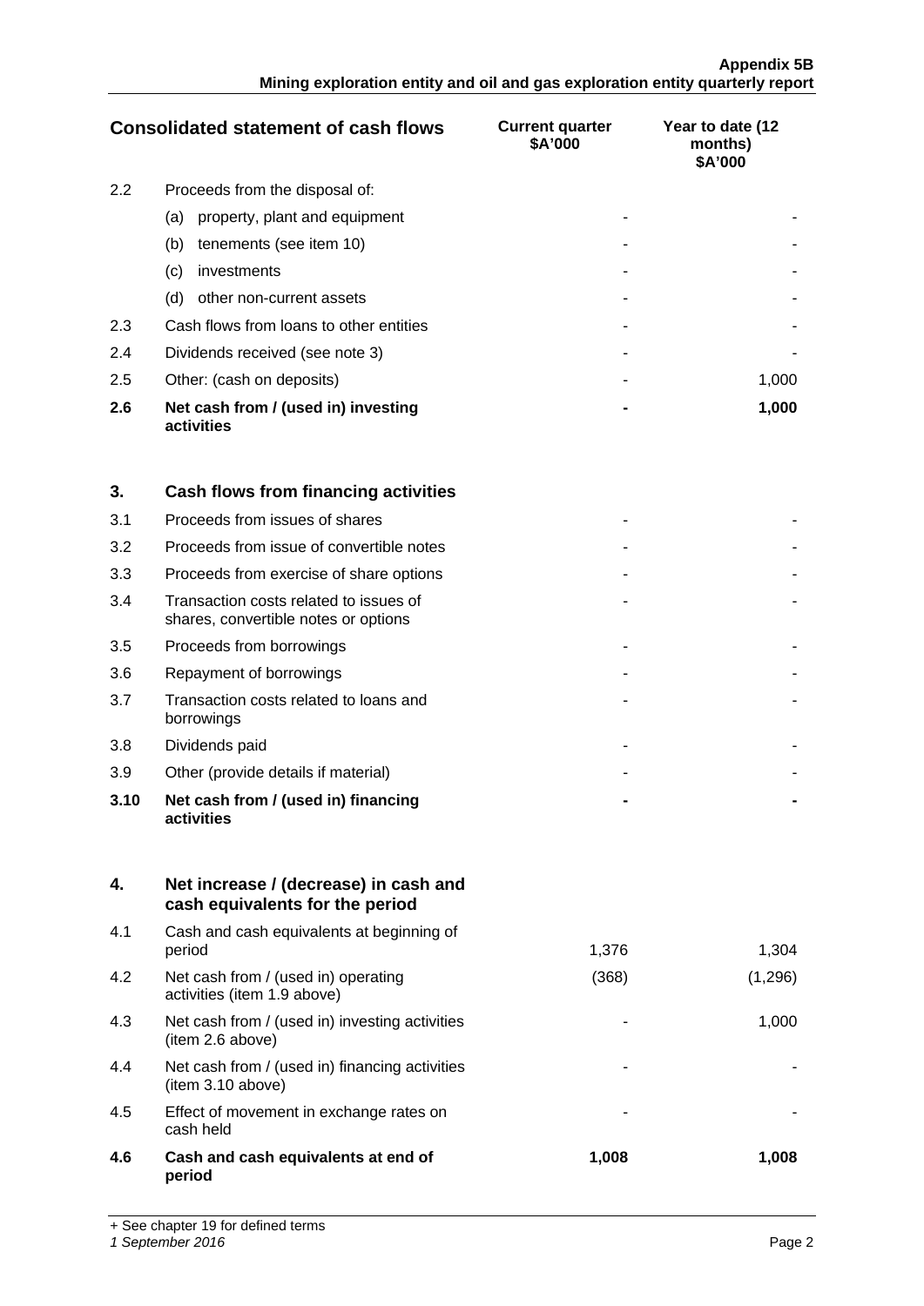| Consolidated statement of cash flows | | Current quarter $A'000 | Year to date (12 months) $A'000 |
|---|---|---|---|
| 2.2 | Proceeds from the disposal of: | | |
| | (a) property, plant and equipment | - | - |
| | (b) tenements (see item 10) | - | - |
| | (c) investments | - | - |
| | (d) other non-current assets | - | - |
| 2.3 | Cash flows from loans to other entities | - | - |
| 2.4 | Dividends received (see note 3) | - | - |
| 2.5 | Other: (cash on deposits) | - | 1,000 |
| **2.6** | **Net cash from / (used in) investing activities** | **-** | **1,000** |
| | | | |
| **3.** | **Cash flows from financing activities** | | |
| 3.1 | Proceeds from issues of shares | - | - |
| 3.2 | Proceeds from issue of convertible notes | - | - |
| 3.3 | Proceeds from exercise of share options | - | - |
| 3.4 | Transaction costs related to issues of shares, convertible notes or options | - | - |
| 3.5 | Proceeds from borrowings | - | - |
| 3.6 | Repayment of borrowings | - | - |
| 3.7 | Transaction costs related to loans and borrowings | - | - |
| 3.8 | Dividends paid | - | - |
| 3.9 | Other (provide details if material) | - | - |
| **3.10** | **Net cash from / (used in) financing activities** | **-** | **-** |
| | | | |
| **4.** | **Net increase / (decrease) in cash and cash equivalents for the period** | | |
| 4.1 | Cash and cash equivalents at beginning of period | 1,376 | 1,304 |
| 4.2 | Net cash from / (used in) operating activities (item 1.9 above) | (368) | (1,296) |
| 4.3 | Net cash from / (used in) investing activities (item 2.6 above) | - | 1,000 |
| 4.4 | Net cash from / (used in) financing activities (item 3.10 above) | - | - |
| 4.5 | Effect of movement in exchange rates on cash held | - | - |
| **4.6** | **Cash and cash equivalents at end of period** | **1,008** | **1,008** |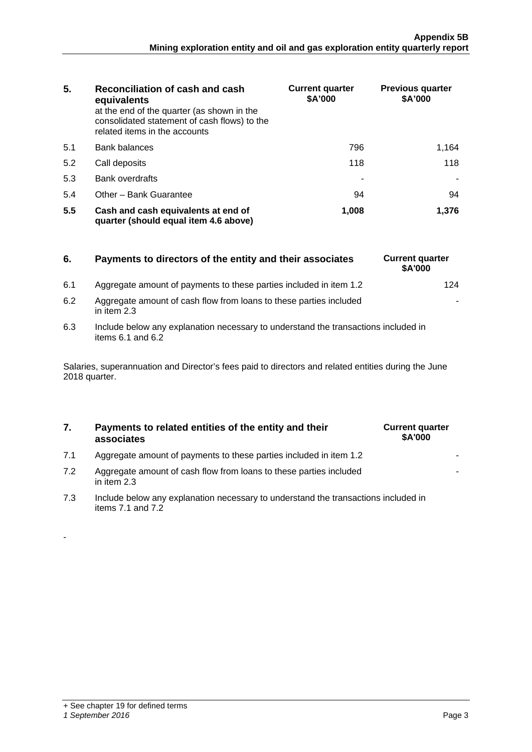| 5. | Reconciliation of cash and cash equivalents at the end of the quarter (as shown in the consolidated statement of cash flows) to the related items in the accounts | Current quarter \$A'000 | Previous quarter \$A'000 |
|---|---|---|---|
| 5.1 | Bank balances | 796 | 1,164 |
| 5.2 | Call deposits | 118 | 118 |
| 5.3 | Bank overdrafts | - | - |
| 5.4 | Other – Bank Guarantee | 94 | 94 |
| **5.5** | **Cash and cash equivalents at end of quarter (should equal item 4.6 above)** | **1,008** | **1,376** |

| 6. | Payments to directors of the entity and their associates | Current quarter \$A'000 |
|---|---|---|
| 6.1 | Aggregate amount of payments to these parties included in item 1.2 | 124 |
| 6.2 | Aggregate amount of cash flow from loans to these parties included in item 2.3 | - |

6.3 Include below any explanation necessary to understand the transactions included in items 6.1 and 6.2

Salaries, superannuation and Director's fees paid to directors and related entities during the June 2018 quarter.

| 7. | Payments to related entities of the entity and their associates | Current quarter \$A'000 |
|---|---|---|
| 7.1 | Aggregate amount of payments to these parties included in item 1.2 | - |
| 7.2 | Aggregate amount of cash flow from loans to these parties included in item 2.3 | - |

7.3 Include below any explanation necessary to understand the transactions included in items 7.1 and 7.2

-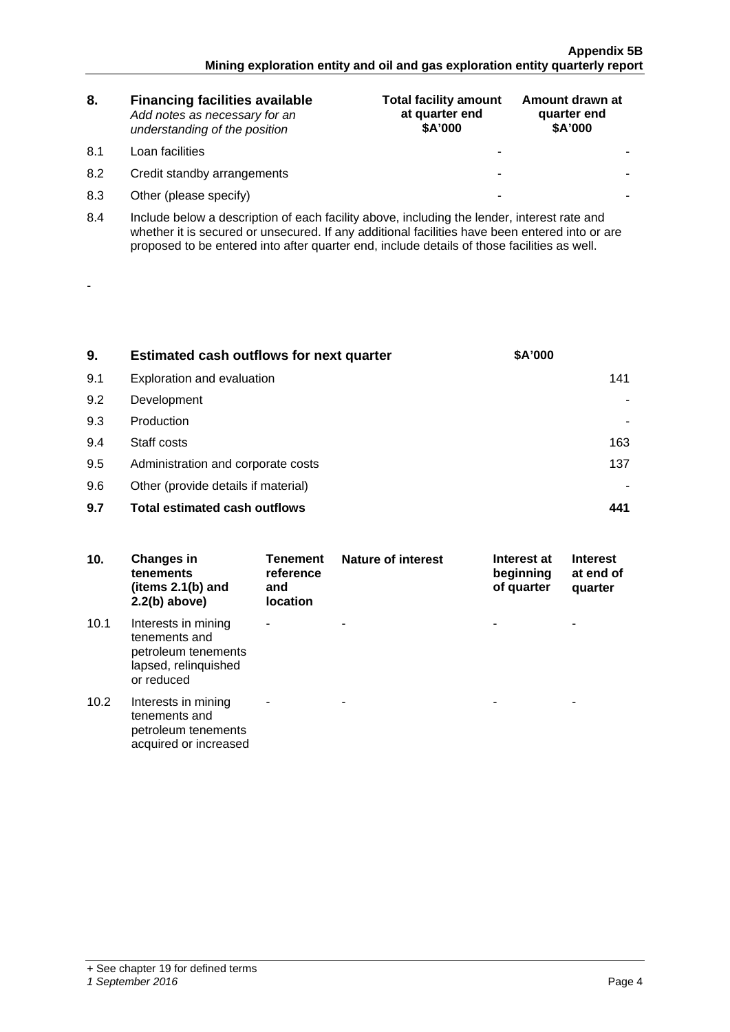| 8. | **Financing facilities available** *Add notes as necessary for an understanding of the position* | **Total facility amount at quarter end $A'000** | **Amount drawn at quarter end $A'000** |
|---|---|---|---|
| 8.1 | Loan facilities | - | - |
| 8.2 | Credit standby arrangements | - | - |
| 8.3 | Other (please specify) | - | - |

8.4 Include below a description of each facility above, including the lender, interest rate and whether it is secured or unsecured. If any additional facilities have been entered into or are proposed to be entered into after quarter end, include details of those facilities as well.

-

| 9. | **Estimated cash outflows for next quarter** | **$A'000** |
|---|---|---|
| 9.1 | Exploration and evaluation | 141 |
| 9.2 | Development | - |
| 9.3 | Production | - |
| 9.4 | Staff costs | 163 |
| 9.5 | Administration and corporate costs | 137 |
| 9.6 | Other (provide details if material) | - |
| **9.7** | **Total estimated cash outflows** | **441** |

| 10. | **Changes in tenements (items 2.1(b) and 2.2(b) above)** | **Tenement reference and location** | **Nature of interest** | **Interest at beginning of quarter** | **Interest at end of quarter** |
|---|---|---|---|---|---|
| 10.1 | Interests in mining tenements and petroleum tenements lapsed, relinquished or reduced | - | - | - | - |
| 10.2 | Interests in mining tenements and petroleum tenements acquired or increased | - | - | - | - |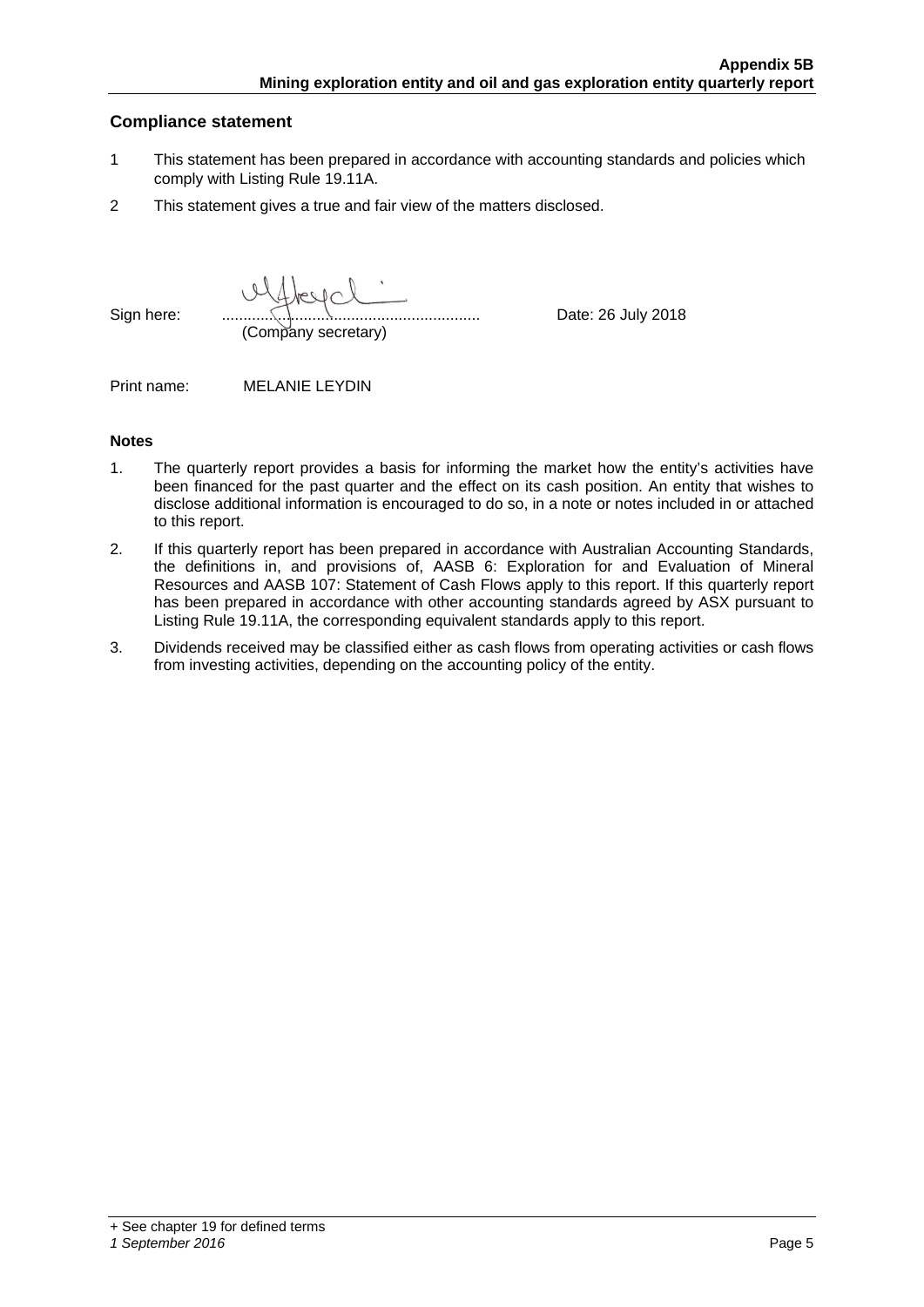## Compliance statement

1 This statement has been prepared in accordance with accounting standards and policies which comply with Listing Rule 19.11A.

2 This statement gives a true and fair view of the matters disclosed.

Sign here: ............................................................ Date: 26 July 2018
(Company secretary)

Print name: MELANIE LEYDIN

**Notes**

1. The quarterly report provides a basis for informing the market how the entity's activities have been financed for the past quarter and the effect on its cash position. An entity that wishes to disclose additional information is encouraged to do so, in a note or notes included in or attached to this report.

2. If this quarterly report has been prepared in accordance with Australian Accounting Standards, the definitions in, and provisions of, AASB 6: Exploration for and Evaluation of Mineral Resources and AASB 107: Statement of Cash Flows apply to this report. If this quarterly report has been prepared in accordance with other accounting standards agreed by ASX pursuant to Listing Rule 19.11A, the corresponding equivalent standards apply to this report.

3. Dividends received may be classified either as cash flows from operating activities or cash flows from investing activities, depending on the accounting policy of the entity.